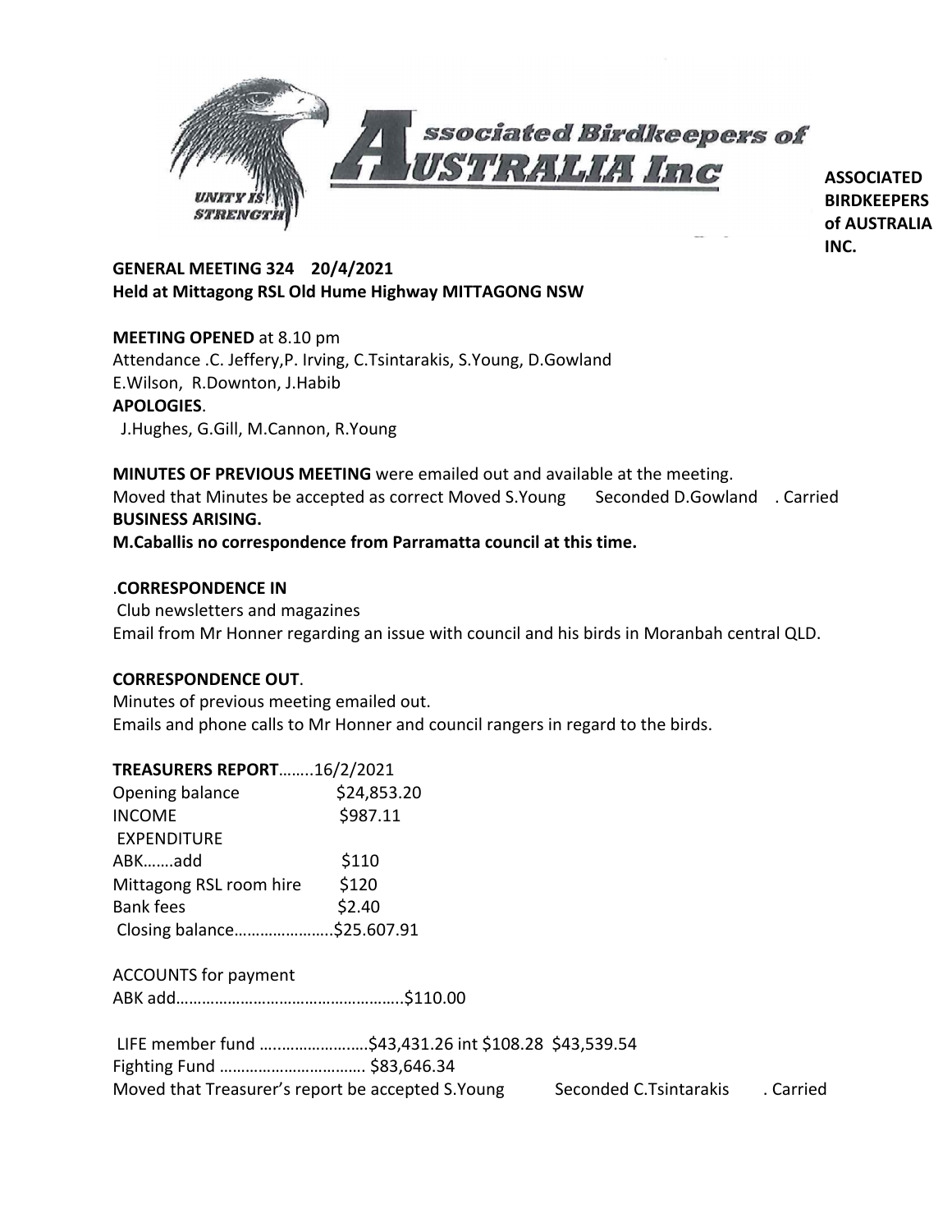**Associated Birdkeepers of AUSTRALIA Inc**

UNITY IS STRENGTH

**ASSOCIATED BIRDKEEPERS of AUSTRALIA INC.**

**GENERAL MEETING 324 20/4/2021**
**Held at Mittagong RSL Old Hume Highway MITTAGONG NSW**

**MEETING OPENED** at 8.10 pm
Attendance .C. Jeffery,P. Irving, C.Tsintarakis, S.Young, D.Gowland
E.Wilson, R.Downton, J.Habib
**APOLOGIES**.
J.Hughes, G.Gill, M.Cannon, R.Young

**MINUTES OF PREVIOUS MEETING** were emailed out and available at the meeting.
Moved that Minutes be accepted as correct Moved S.Young Seconded D.Gowland . Carried
**BUSINESS ARISING.**
**M.Caballis no correspondence from Parramatta council at this time.**

.**CORRESPONDENCE IN**
Club newsletters and magazines
Email from Mr Honner regarding an issue with council and his birds in Moranbah central QLD.

**CORRESPONDENCE OUT**.
Minutes of previous meeting emailed out.
Emails and phone calls to Mr Honner and council rangers in regard to the birds.

**TREASURERS REPORT**……..16/2/2021

| | |
|---|---|
| Opening balance | $24,853.20 |
| INCOME | $987.11 |
| EXPENDITURE | |
| ABK…….add | $110 |
| Mittagong RSL room hire | $120 |
| Bank fees | $2.40 |
| Closing balance…………………..$25.607.91 | |

ACCOUNTS for payment
ABK add……………………………………………..$110.00

LIFE member fund ….………………..$43,431.26 int $108.28 $43,539.54
Fighting Fund ……………………………. $83,646.34
Moved that Treasurer's report be accepted S.Young Seconded C.Tsintarakis . Carried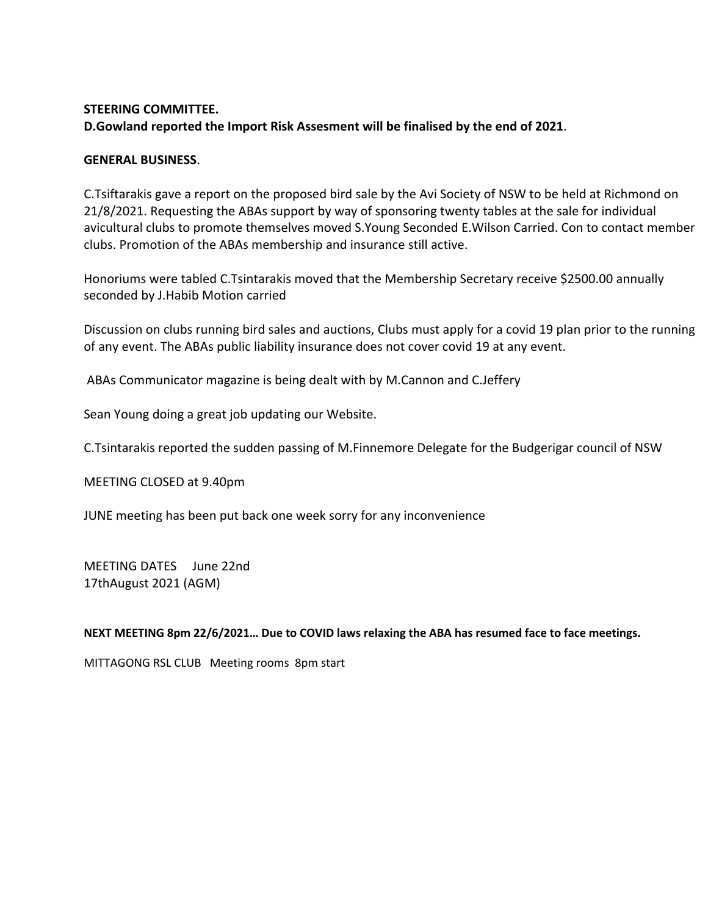**STEERING COMMITTEE.**
**D.Gowland reported the Import Risk Assesment will be finalised by the end of 2021**.

**GENERAL BUSINESS**.

C.Tsiftarakis gave a report on the proposed bird sale by the Avi Society of NSW to be held at Richmond on 21/8/2021. Requesting the ABAs support by way of sponsoring twenty tables at the sale for individual avicultural clubs to promote themselves moved S.Young Seconded E.Wilson Carried. Con to contact member clubs. Promotion of the ABAs membership and insurance still active.

Honoriums were tabled C.Tsintarakis moved that the Membership Secretary receive $2500.00 annually seconded by J.Habib Motion carried

Discussion on clubs running bird sales and auctions, Clubs must apply for a covid 19 plan prior to the running of any event. The ABAs public liability insurance does not cover covid 19 at any event.

ABAs Communicator magazine is being dealt with by M.Cannon and C.Jeffery

Sean Young doing a great job updating our Website.

C.Tsintarakis reported the sudden passing of M.Finnemore Delegate for the Budgerigar council of NSW

MEETING CLOSED at 9.40pm

JUNE meeting has been put back one week sorry for any inconvenience

MEETING DATES June 22nd
17thAugust 2021 (AGM)

**NEXT MEETING 8pm 22/6/2021… Due to COVID laws relaxing the ABA has resumed face to face meetings.**

MITTAGONG RSL CLUB Meeting rooms 8pm start